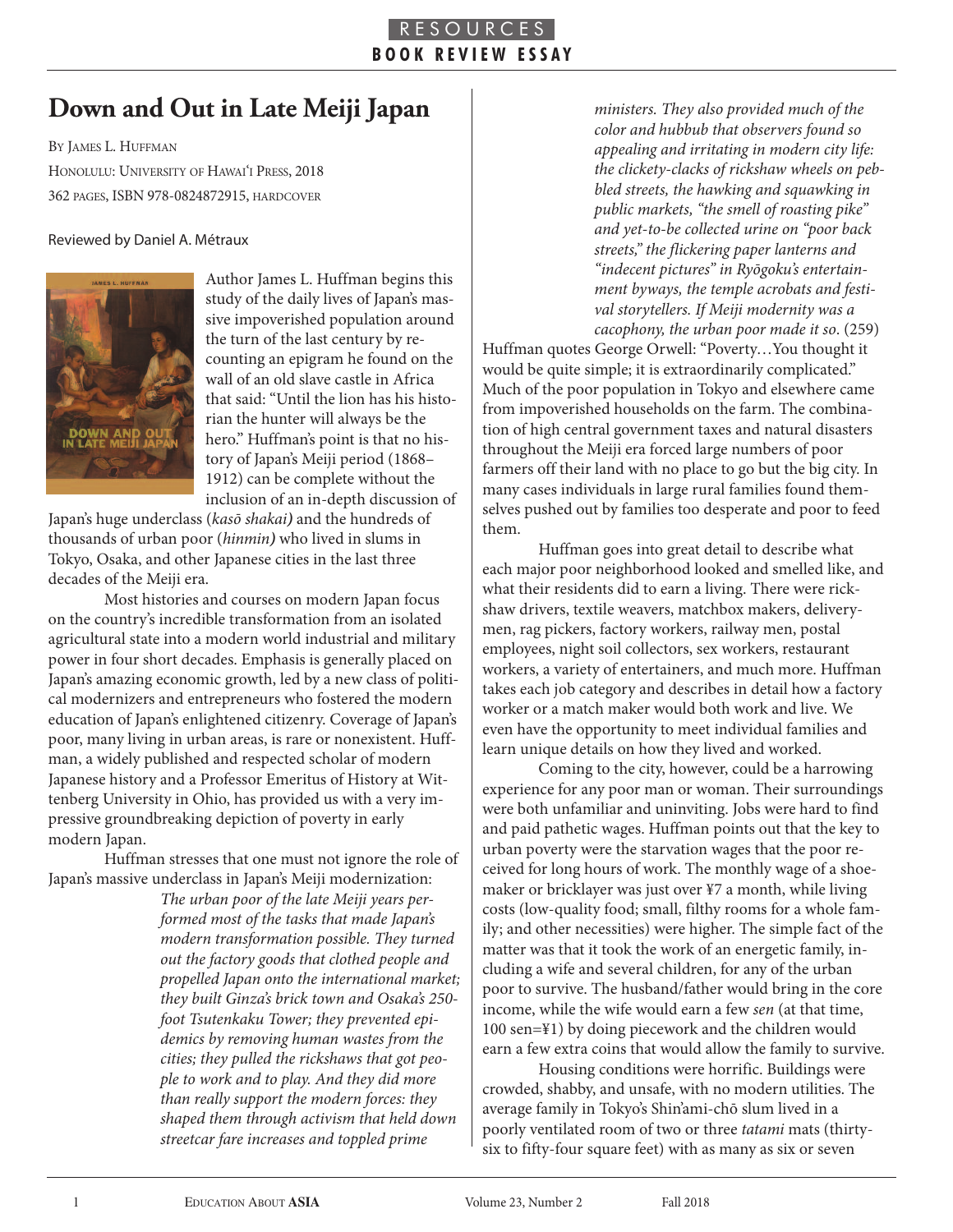RESOURCES

BOOK REVIEW ESSAY

# Down and Out in Late Meiji Japan

By James L. Huffman

Honolulu: University of Hawai'i Press, 2018

362 pages, ISBN 978-0824872915, hardcover

Reviewed by Daniel A. Métraux

Author James L. Huffman begins this study of the daily lives of Japan's massive impoverished population around the turn of the last century by recounting an epigram he found on the wall of an old slave castle in Africa that said: "Until the lion has his historian the hunter will always be the hero." Huffman's point is that no history of Japan's Meiji period (1868–1912) can be complete without the inclusion of an in-depth discussion of Japan's huge underclass (*kasō shakai)* and the hundreds of thousands of urban poor (*hinmin)* who lived in slums in Tokyo, Osaka, and other Japanese cities in the last three decades of the Meiji era.

Most histories and courses on modern Japan focus on the country's incredible transformation from an isolated agricultural state into a modern world industrial and military power in four short decades. Emphasis is generally placed on Japan's amazing economic growth, led by a new class of political modernizers and entrepreneurs who fostered the modern education of Japan's enlightened citizenry. Coverage of Japan's poor, many living in urban areas, is rare or nonexistent. Huffman, a widely published and respected scholar of modern Japanese history and a Professor Emeritus of History at Wittenberg University in Ohio, has provided us with a very impressive groundbreaking depiction of poverty in early modern Japan.

Huffman stresses that one must not ignore the role of Japan's massive underclass in Japan's Meiji modernization:

> *The urban poor of the late Meiji years performed most of the tasks that made Japan's modern transformation possible. They turned out the factory goods that clothed people and propelled Japan onto the international market; they built Ginza's brick town and Osaka's 250-foot Tsutenkaku Tower; they prevented epidemics by removing human wastes from the cities; they pulled the rickshaws that got people to work and to play. And they did more than really support the modern forces: they shaped them through activism that held down streetcar fare increases and toppled prime ministers. They also provided much of the color and hubbub that observers found so appealing and irritating in modern city life: the clickety-clacks of rickshaw wheels on pebbled streets, the hawking and squawking in public markets, "the smell of roasting pike" and yet-to-be collected urine on "poor back streets," the flickering paper lanterns and "indecent pictures" in Ryōgoku's entertainment byways, the temple acrobats and festival storytellers. If Meiji modernity was a cacophony, the urban poor made it so*. (259)

Huffman quotes George Orwell: "Poverty…You thought it would be quite simple; it is extraordinarily complicated." Much of the poor population in Tokyo and elsewhere came from impoverished households on the farm. The combination of high central government taxes and natural disasters throughout the Meiji era forced large numbers of poor farmers off their land with no place to go but the big city. In many cases individuals in large rural families found themselves pushed out by families too desperate and poor to feed them.

Huffman goes into great detail to describe what each major poor neighborhood looked and smelled like, and what their residents did to earn a living. There were rickshaw drivers, textile weavers, matchbox makers, deliverymen, rag pickers, factory workers, railway men, postal employees, night soil collectors, sex workers, restaurant workers, a variety of entertainers, and much more. Huffman takes each job category and describes in detail how a factory worker or a match maker would both work and live. We even have the opportunity to meet individual families and learn unique details on how they lived and worked.

Coming to the city, however, could be a harrowing experience for any poor man or woman. Their surroundings were both unfamiliar and uninviting. Jobs were hard to find and paid pathetic wages. Huffman points out that the key to urban poverty were the starvation wages that the poor received for long hours of work. The monthly wage of a shoemaker or bricklayer was just over ¥7 a month, while living costs (low-quality food; small, filthy rooms for a whole family; and other necessities) were higher. The simple fact of the matter was that it took the work of an energetic family, including a wife and several children, for any of the urban poor to survive. The husband/father would bring in the core income, while the wife would earn a few *sen* (at that time, 100 sen=¥1) by doing piecework and the children would earn a few extra coins that would allow the family to survive.

Housing conditions were horrific. Buildings were crowded, shabby, and unsafe, with no modern utilities. The average family in Tokyo's Shin'ami-chō slum lived in a poorly ventilated room of two or three *tatami* mats (thirty-six to fifty-four square feet) with as many as six or seven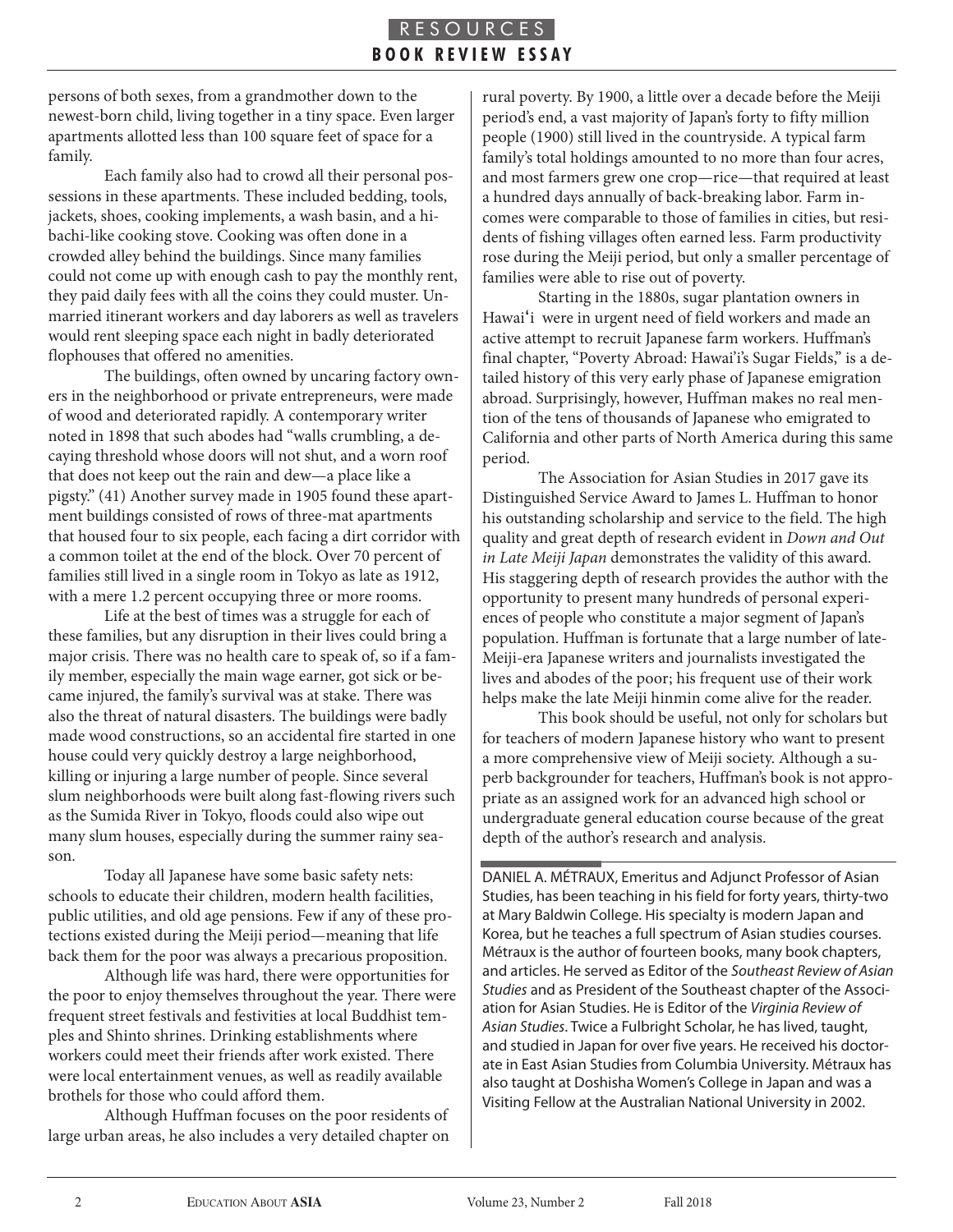persons of both sexes, from a grandmother down to the newest-born child, living together in a tiny space. Even larger apartments allotted less than 100 square feet of space for a family.

Each family also had to crowd all their personal possessions in these apartments. These included bedding, tools, jackets, shoes, cooking implements, a wash basin, and a hibachi-like cooking stove. Cooking was often done in a crowded alley behind the buildings. Since many families could not come up with enough cash to pay the monthly rent, they paid daily fees with all the coins they could muster. Unmarried itinerant workers and day laborers as well as travelers would rent sleeping space each night in badly deteriorated flophouses that offered no amenities.

The buildings, often owned by uncaring factory owners in the neighborhood or private entrepreneurs, were made of wood and deteriorated rapidly. A contemporary writer noted in 1898 that such abodes had "walls crumbling, a decaying threshold whose doors will not shut, and a worn roof that does not keep out the rain and dew—a place like a pigsty." (41) Another survey made in 1905 found these apartment buildings consisted of rows of three-mat apartments that housed four to six people, each facing a dirt corridor with a common toilet at the end of the block. Over 70 percent of families still lived in a single room in Tokyo as late as 1912, with a mere 1.2 percent occupying three or more rooms.

Life at the best of times was a struggle for each of these families, but any disruption in their lives could bring a major crisis. There was no health care to speak of, so if a family member, especially the main wage earner, got sick or became injured, the family's survival was at stake. There was also the threat of natural disasters. The buildings were badly made wood constructions, so an accidental fire started in one house could very quickly destroy a large neighborhood, killing or injuring a large number of people. Since several slum neighborhoods were built along fast-flowing rivers such as the Sumida River in Tokyo, floods could also wipe out many slum houses, especially during the summer rainy season.

Today all Japanese have some basic safety nets: schools to educate their children, modern health facilities, public utilities, and old age pensions. Few if any of these protections existed during the Meiji period—meaning that life back them for the poor was always a precarious proposition.

Although life was hard, there were opportunities for the poor to enjoy themselves throughout the year. There were frequent street festivals and festivities at local Buddhist temples and Shinto shrines. Drinking establishments where workers could meet their friends after work existed. There were local entertainment venues, as well as readily available brothels for those who could afford them.

Although Huffman focuses on the poor residents of large urban areas, he also includes a very detailed chapter on rural poverty. By 1900, a little over a decade before the Meiji period's end, a vast majority of Japan's forty to fifty million people (1900) still lived in the countryside. A typical farm family's total holdings amounted to no more than four acres, and most farmers grew one crop—rice—that required at least a hundred days annually of back-breaking labor. Farm incomes were comparable to those of families in cities, but residents of fishing villages often earned less. Farm productivity rose during the Meiji period, but only a smaller percentage of families were able to rise out of poverty.

Starting in the 1880s, sugar plantation owners in Hawaiʻi were in urgent need of field workers and made an active attempt to recruit Japanese farm workers. Huffman's final chapter, "Poverty Abroad: Hawai'i's Sugar Fields," is a detailed history of this very early phase of Japanese emigration abroad. Surprisingly, however, Huffman makes no real mention of the tens of thousands of Japanese who emigrated to California and other parts of North America during this same period.

The Association for Asian Studies in 2017 gave its Distinguished Service Award to James L. Huffman to honor his outstanding scholarship and service to the field. The high quality and great depth of research evident in *Down and Out in Late Meiji Japan* demonstrates the validity of this award. His staggering depth of research provides the author with the opportunity to present many hundreds of personal experiences of people who constitute a major segment of Japan's population. Huffman is fortunate that a large number of late-Meiji-era Japanese writers and journalists investigated the lives and abodes of the poor; his frequent use of their work helps make the late Meiji hinmin come alive for the reader.

This book should be useful, not only for scholars but for teachers of modern Japanese history who want to present a more comprehensive view of Meiji society. Although a superb backgrounder for teachers, Huffman's book is not appropriate as an assigned work for an advanced high school or undergraduate general education course because of the great depth of the author's research and analysis.

---

DANIEL A. MÉTRAUX, Emeritus and Adjunct Professor of Asian Studies, has been teaching in his field for forty years, thirty-two at Mary Baldwin College. His specialty is modern Japan and Korea, but he teaches a full spectrum of Asian studies courses. Métraux is the author of fourteen books, many book chapters, and articles. He served as Editor of the *Southeast Review of Asian Studies* and as President of the Southeast chapter of the Association for Asian Studies. He is Editor of the *Virginia Review of Asian Studies*. Twice a Fulbright Scholar, he has lived, taught, and studied in Japan for over five years. He received his doctorate in East Asian Studies from Columbia University. Métraux has also taught at Doshisha Women's College in Japan and was a Visiting Fellow at the Australian National University in 2002.